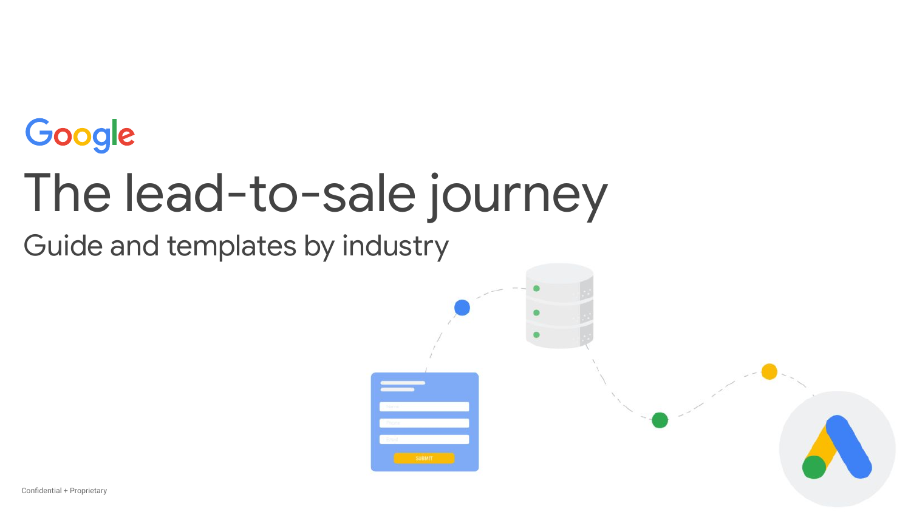Google

# The lead-to-sale journey

## Guide and templates by industry

Confidential + Proprietary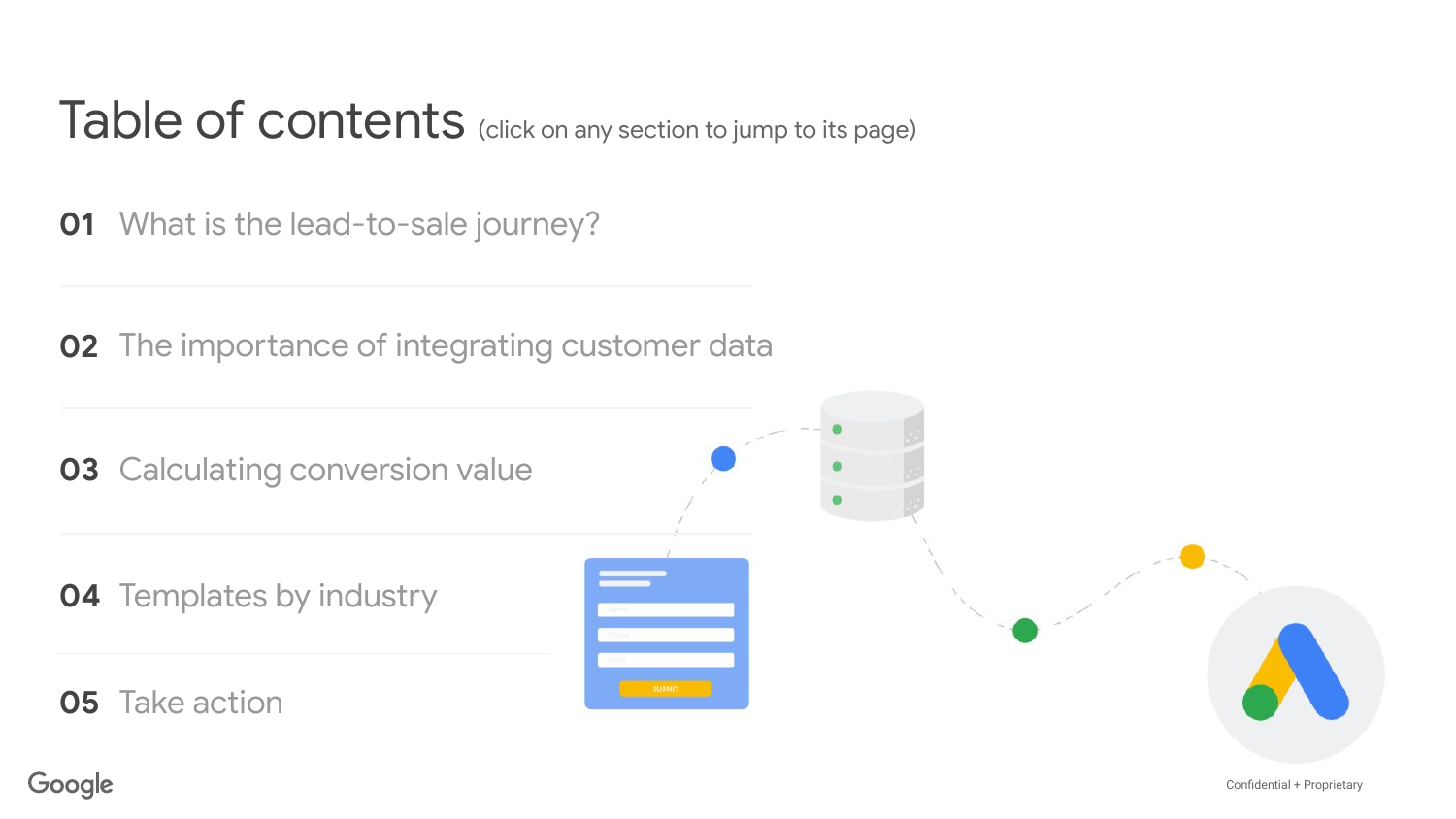# Table of contents (click on any section to jump to its page)

**01** What is the lead-to-sale journey?

**02** The importance of integrating customer data

**03** Calculating conversion value

**04** Templates by industry

**05** Take action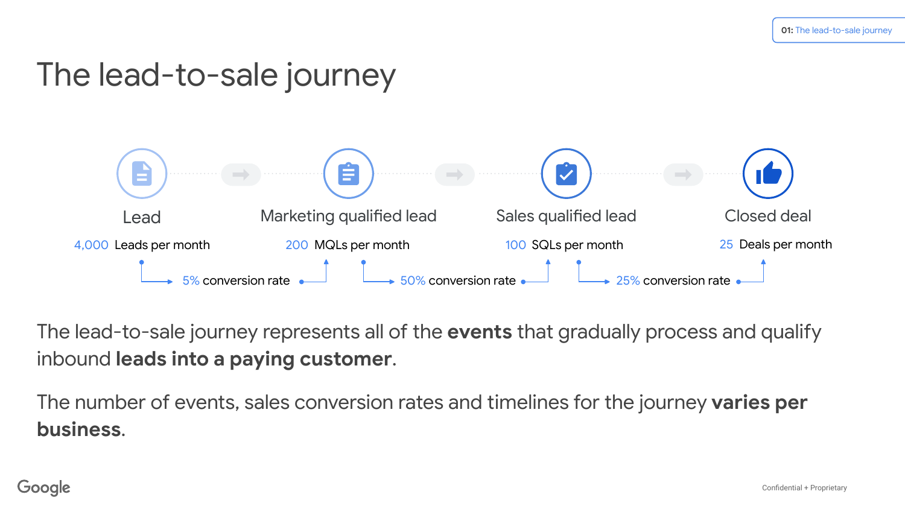# The lead-to-sale journey

**Lead**
4,000 Leads per month

→ 5% conversion rate →

**Marketing qualified lead**
200 MQLs per month

→ 50% conversion rate →

**Sales qualified lead**
100 SQLs per month

→ 25% conversion rate →

**Closed deal**
25 Deals per month

The lead-to-sale journey represents all of the **events** that gradually process and qualify inbound **leads into a paying customer**.

The number of events, sales conversion rates and timelines for the journey **varies per business**.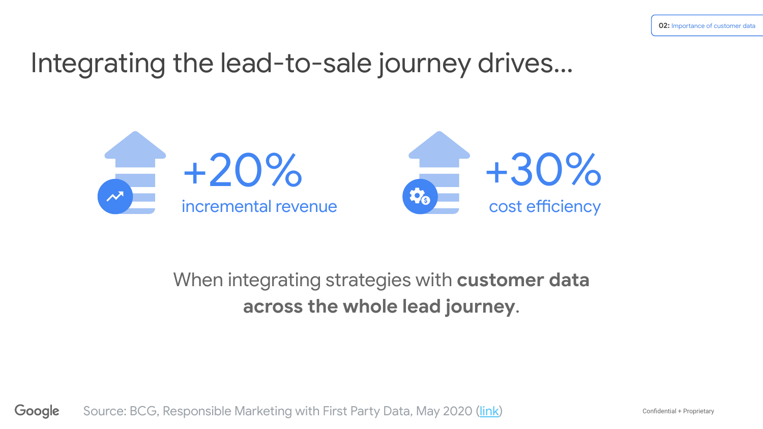02: Importance of customer data

# Integrating the lead-to-sale journey drives...

**+20%**
incremental revenue

**+30%**
cost efficiency

When integrating strategies with **customer data across the whole lead journey**.

Source: BCG, Responsible Marketing with First Party Data, May 2020 (link)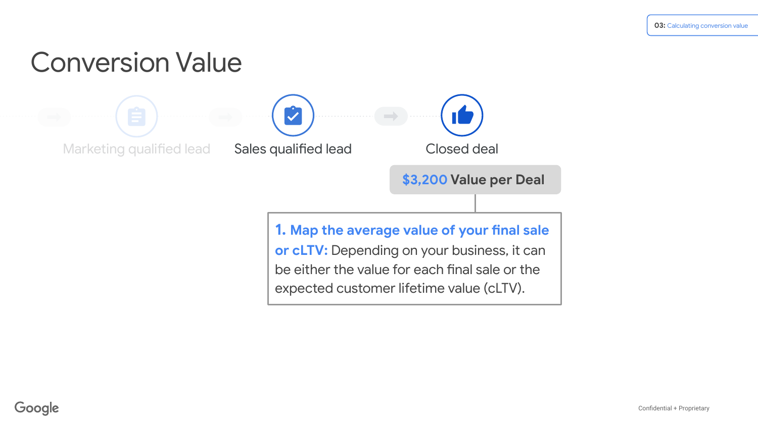# Conversion Value

Marketing qualified lead → Sales qualified lead → Closed deal

**$3,200 Value per Deal**

**1. Map the average value of your final sale or cLTV:** Depending on your business, it can be either the value for each final sale or the expected customer lifetime value (cLTV).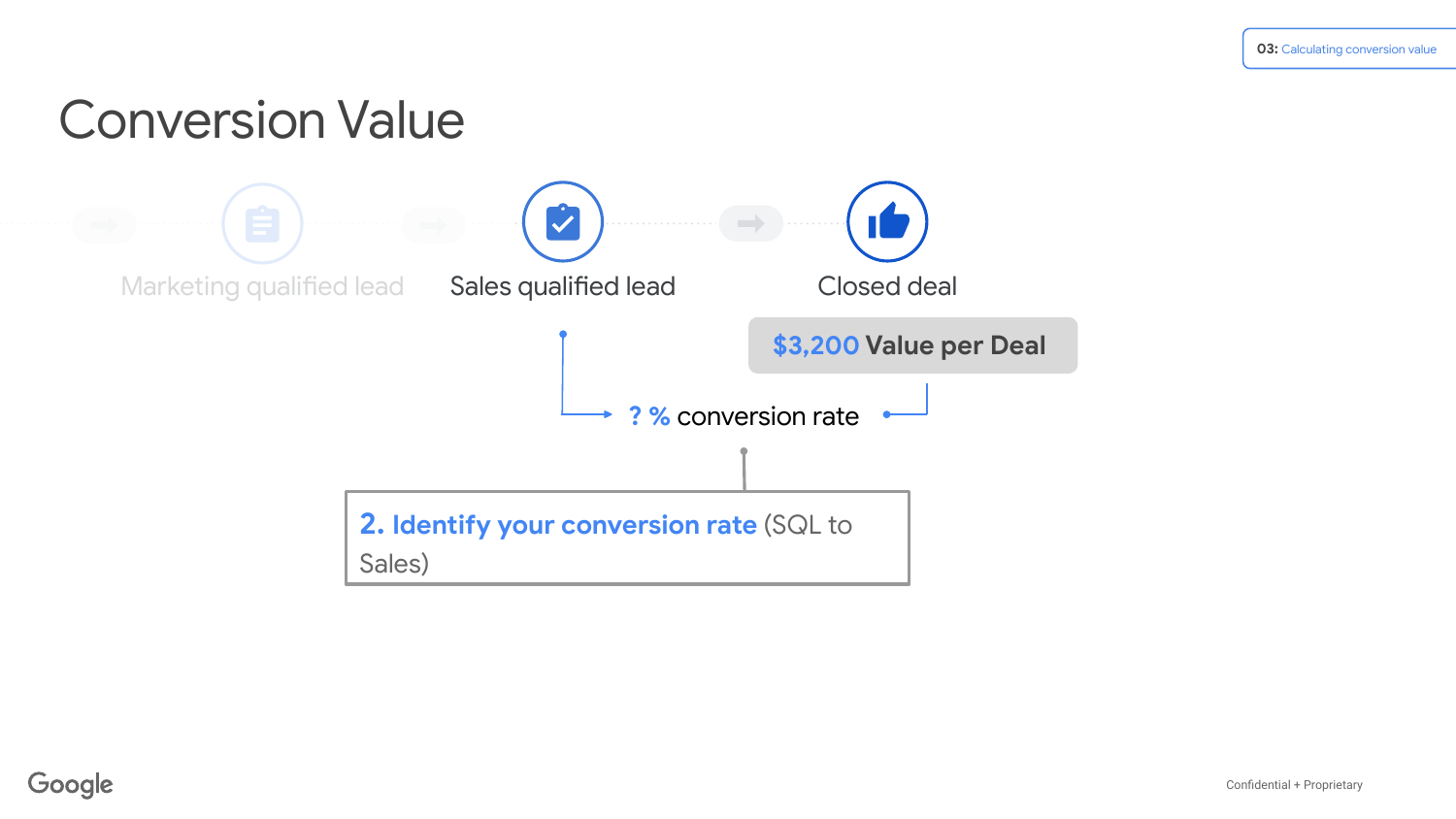# Conversion Value

Marketing qualified lead

Sales qualified lead

Closed deal

**$3,200 Value per Deal**

**? %** conversion rate

**2. Identify your conversion rate** (SQL to Sales)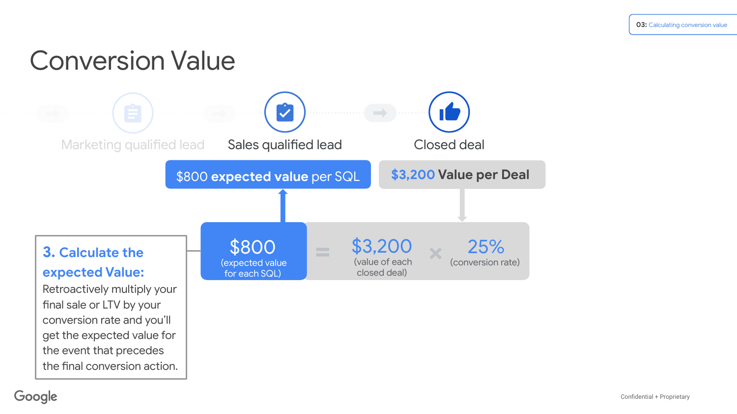# Conversion Value

Marketing qualified lead → Sales qualified lead → Closed deal

**$800 expected value** per SQL

**$3,200 Value per Deal**

$800 (expected value for each SQL) = $3,200 (value of each closed deal) × 25% (conversion rate)

**3. Calculate the expected Value:**
Retroactively multiply your final sale or LTV by your conversion rate and you'll get the expected value for the event that precedes the final conversion action.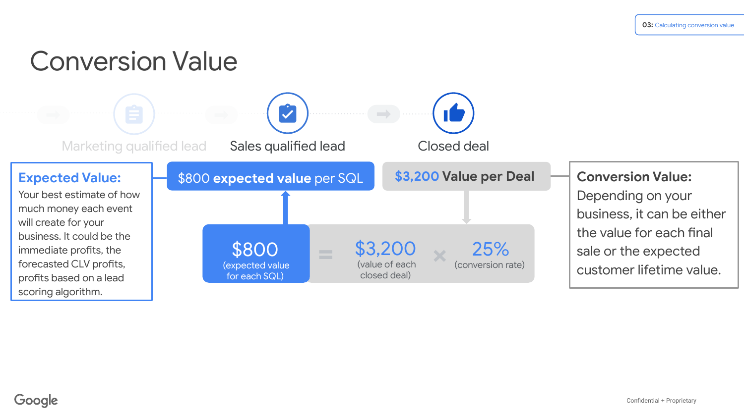# Conversion Value

Marketing qualified lead → Sales qualified lead → Closed deal

**Expected Value:** Your best estimate of how much money each event will create for your business. It could be the immediate profits, the forecasted CLV profits, profits based on a lead scoring algorithm.

$800 **expected value** per SQL

**$3,200 Value per Deal**

$800 (expected value for each SQL) = $3,200 (value of each closed deal) × 25% (conversion rate)

**Conversion Value:** Depending on your business, it can be either the value for each final sale or the expected customer lifetime value.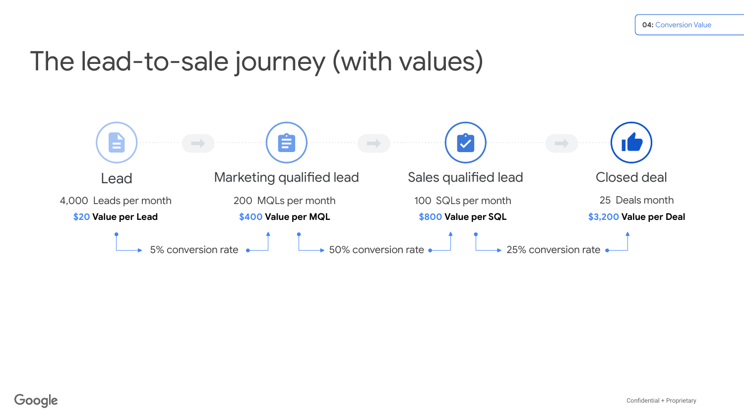# The lead-to-sale journey (with values)

04: Conversion Value

| Lead | Marketing qualified lead | Sales qualified lead | Closed deal |
|---|---|---|---|
| 4,000 Leads per month | 200 MQLs per month | 100 SQLs per month | 25 Deals month |
| **$20 Value per Lead** | **$400 Value per MQL** | **$800 Value per SQL** | **$3,200 Value per Deal** |

- Lead → Marketing qualified lead: 5% conversion rate
- Marketing qualified lead → Sales qualified lead: 50% conversion rate
- Sales qualified lead → Closed deal: 25% conversion rate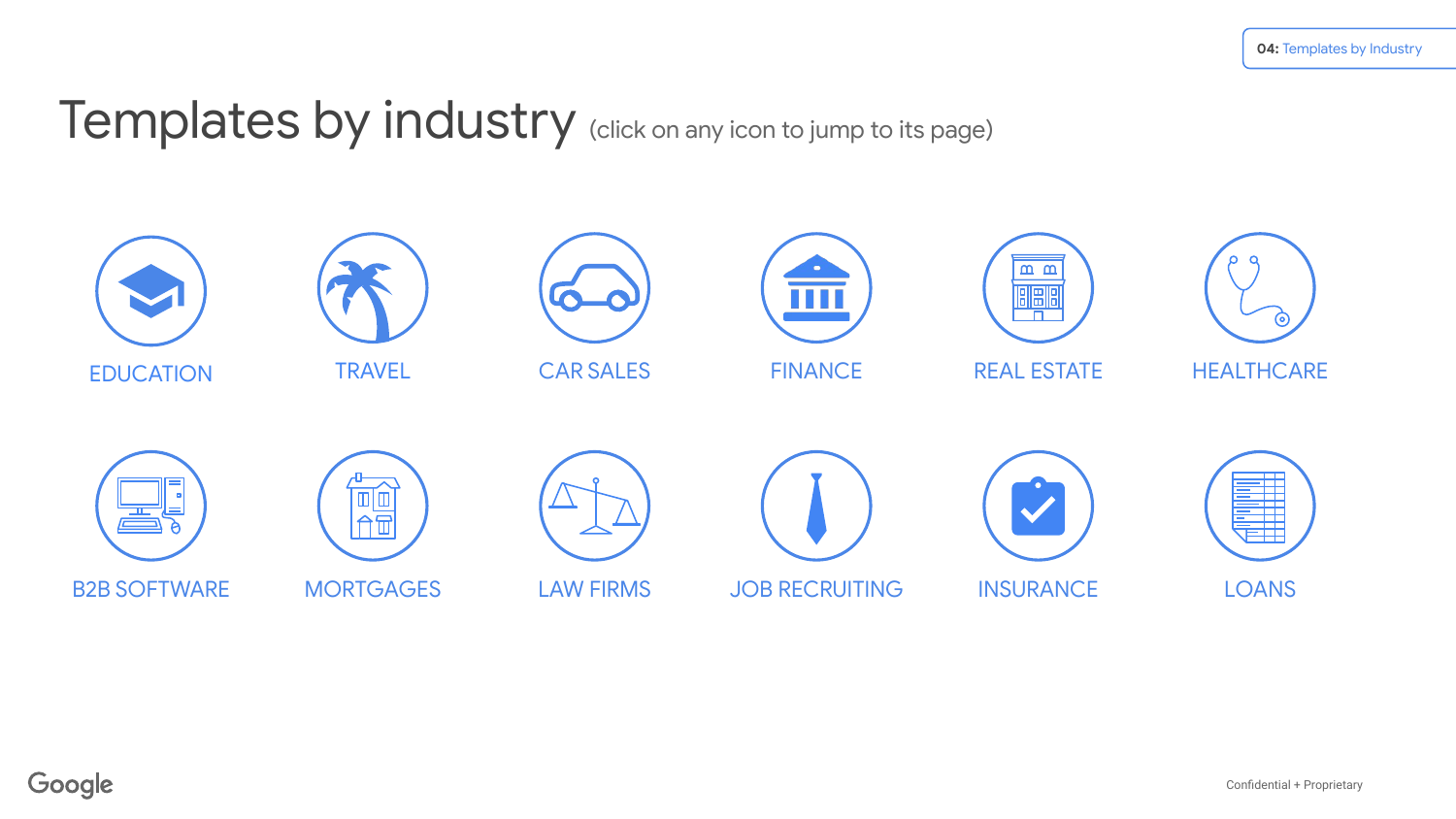# Templates by industry (click on any icon to jump to its page)

- EDUCATION
- TRAVEL
- CAR SALES
- FINANCE
- REAL ESTATE
- HEALTHCARE
- B2B SOFTWARE
- MORTGAGES
- LAW FIRMS
- JOB RECRUITING
- INSURANCE
- LOANS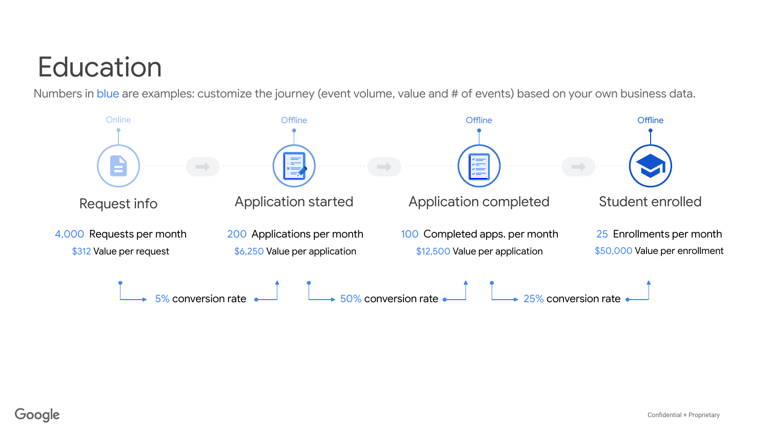# Education

Numbers in blue are examples: customize the journey (event volume, value and # of events) based on your own business data.

| | Request info | Application started | Application completed | Student enrolled |
|---|---|---|---|---|
| Channel | Online | Offline | Offline | Offline |
| Volume | 4,000 Requests per month | 200 Applications per month | 100 Completed apps. per month | 25 Enrollments per month |
| Value | $312 Value per request | $6,250 Value per application | $12,500 Value per application | $50,000 Value per enrollment |

- Request info → Application started: 5% conversion rate
- Application started → Application completed: 50% conversion rate
- Application completed → Student enrolled: 25% conversion rate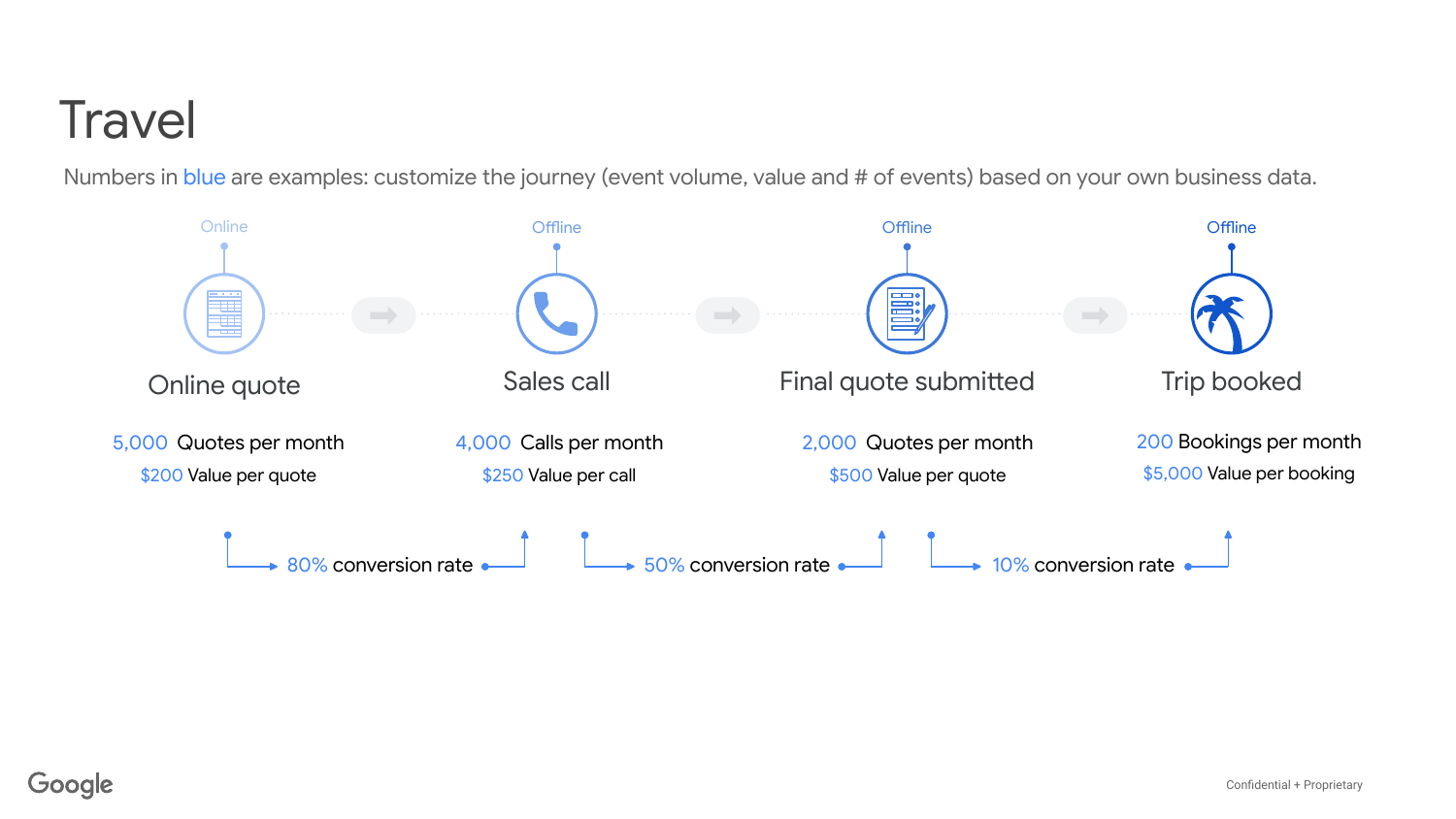# Travel

Numbers in blue are examples: customize the journey (event volume, value and # of events) based on your own business data.

| | Online quote | Sales call | Final quote submitted | Trip booked |
|---|---|---|---|---|
| Type | Online | Offline | Offline | Offline |
| Volume | 5,000 Quotes per month | 4,000 Calls per month | 2,000 Quotes per month | 200 Bookings per month |
| Value | $200 Value per quote | $250 Value per call | $500 Value per quote | $5,000 Value per booking |

- Online quote → Sales call: 80% conversion rate
- Sales call → Final quote submitted: 50% conversion rate
- Final quote submitted → Trip booked: 10% conversion rate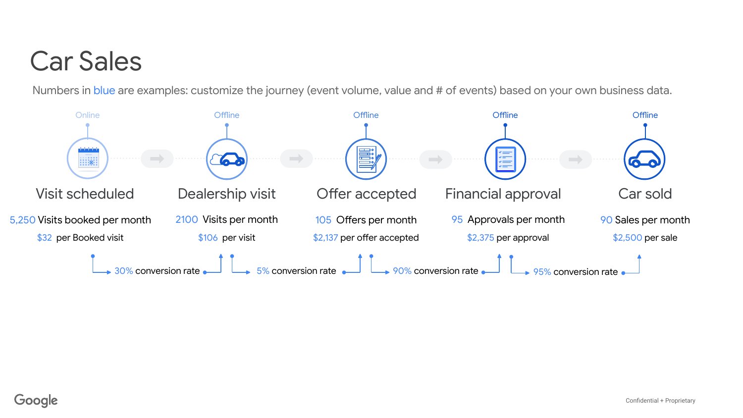# Car Sales

Numbers in blue are examples: customize the journey (event volume, value and # of events) based on your own business data.

| | Visit scheduled | Dealership visit | Offer accepted | Financial approval | Car sold |
|---|---|---|---|---|---|
| Channel | Online | Offline | Offline | Offline | Offline |
| Volume | 5,250 Visits booked per month | 2100 Visits per month | 105 Offers per month | 95 Approvals per month | 90 Sales per month |
| Value | $32 per Booked visit | $106 per visit | $2,137 per offer accepted | $2,375 per approval | $2,500 per sale |

- Visit scheduled → Dealership visit: 30% conversion rate
- Dealership visit → Offer accepted: 5% conversion rate
- Offer accepted → Financial approval: 90% conversion rate
- Financial approval → Car sold: 95% conversion rate

Google

Confidential + Proprietary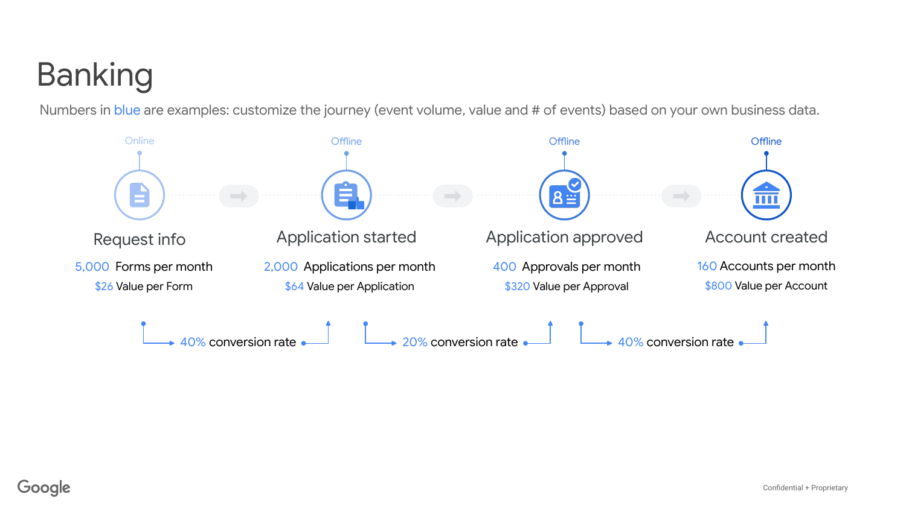# Banking

Numbers in blue are examples: customize the journey (event volume, value and # of events) based on your own business data.

| Online | Offline | Offline | Offline |
| --- | --- | --- | --- |
| **Request info** | **Application started** | **Application approved** | **Account created** |
| 5,000 Forms per month | 2,000 Applications per month | 400 Approvals per month | 160 Accounts per month |
| $26 Value per Form | $64 Value per Application | $320 Value per Approval | $800 Value per Account |

- Request info → Application started: 40% conversion rate
- Application started → Application approved: 20% conversion rate
- Application approved → Account created: 40% conversion rate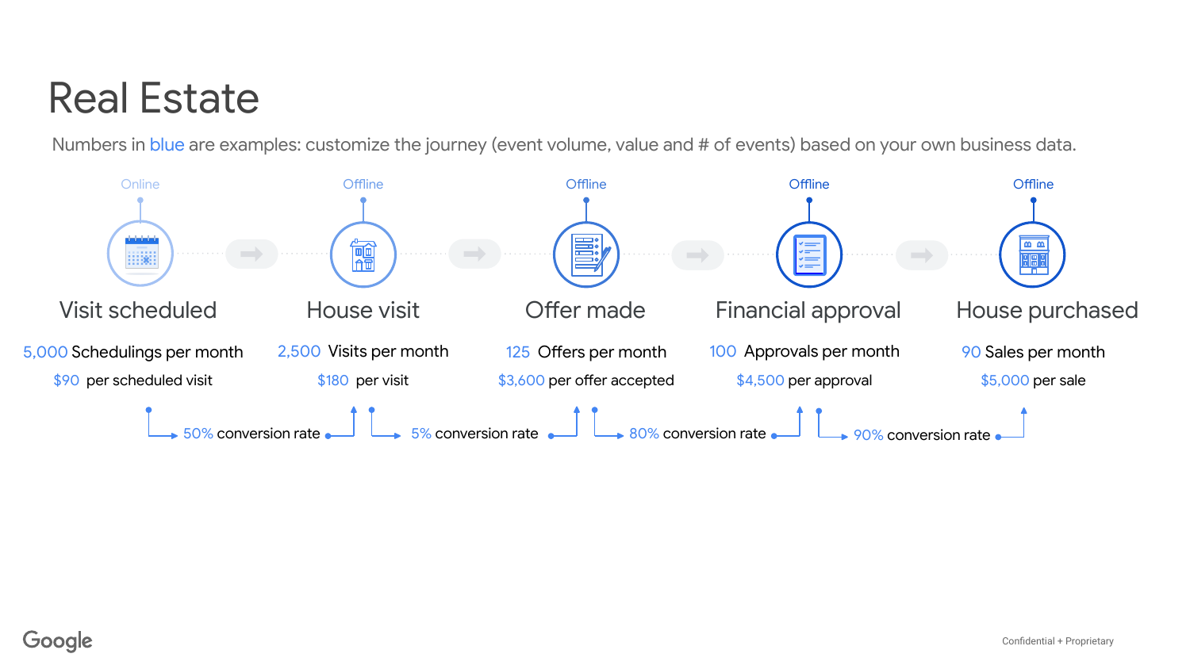# Real Estate

Numbers in blue are examples: customize the journey (event volume, value and # of events) based on your own business data.

| | Visit scheduled | House visit | Offer made | Financial approval | House purchased |
|---|---|---|---|---|---|
| Channel | Online | Offline | Offline | Offline | Offline |
| Volume | 5,000 Schedulings per month | 2,500 Visits per month | 125 Offers per month | 100 Approvals per month | 90 Sales per month |
| Value | $90 per scheduled visit | $180 per visit | $3,600 per offer accepted | $4,500 per approval | $5,000 per sale |

- Visit scheduled → House visit: 50% conversion rate
- House visit → Offer made: 5% conversion rate
- Offer made → Financial approval: 80% conversion rate
- Financial approval → House purchased: 90% conversion rate

Confidential + Proprietary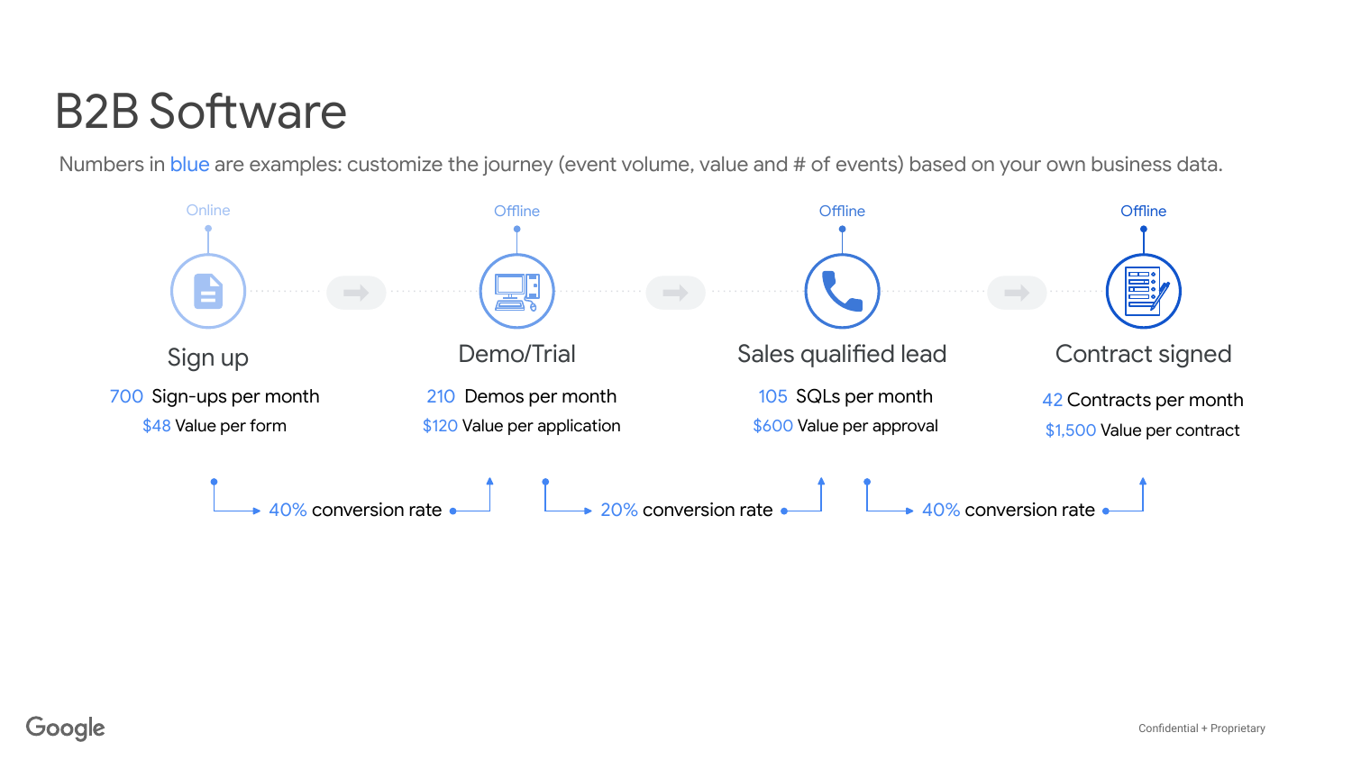# B2B Software

Numbers in blue are examples: customize the journey (event volume, value and # of events) based on your own business data.

| | Sign up | Demo/Trial | Sales qualified lead | Contract signed |
|---|---|---|---|---|
| Type | Online | Offline | Offline | Offline |
| Volume | 700 Sign-ups per month | 210 Demos per month | 105 SQLs per month | 42 Contracts per month |
| Value | $48 Value per form | $120 Value per application | $600 Value per approval | $1,500 Value per contract |

- Sign up → Demo/Trial: 40% conversion rate
- Demo/Trial → Sales qualified lead: 20% conversion rate
- Sales qualified lead → Contract signed: 40% conversion rate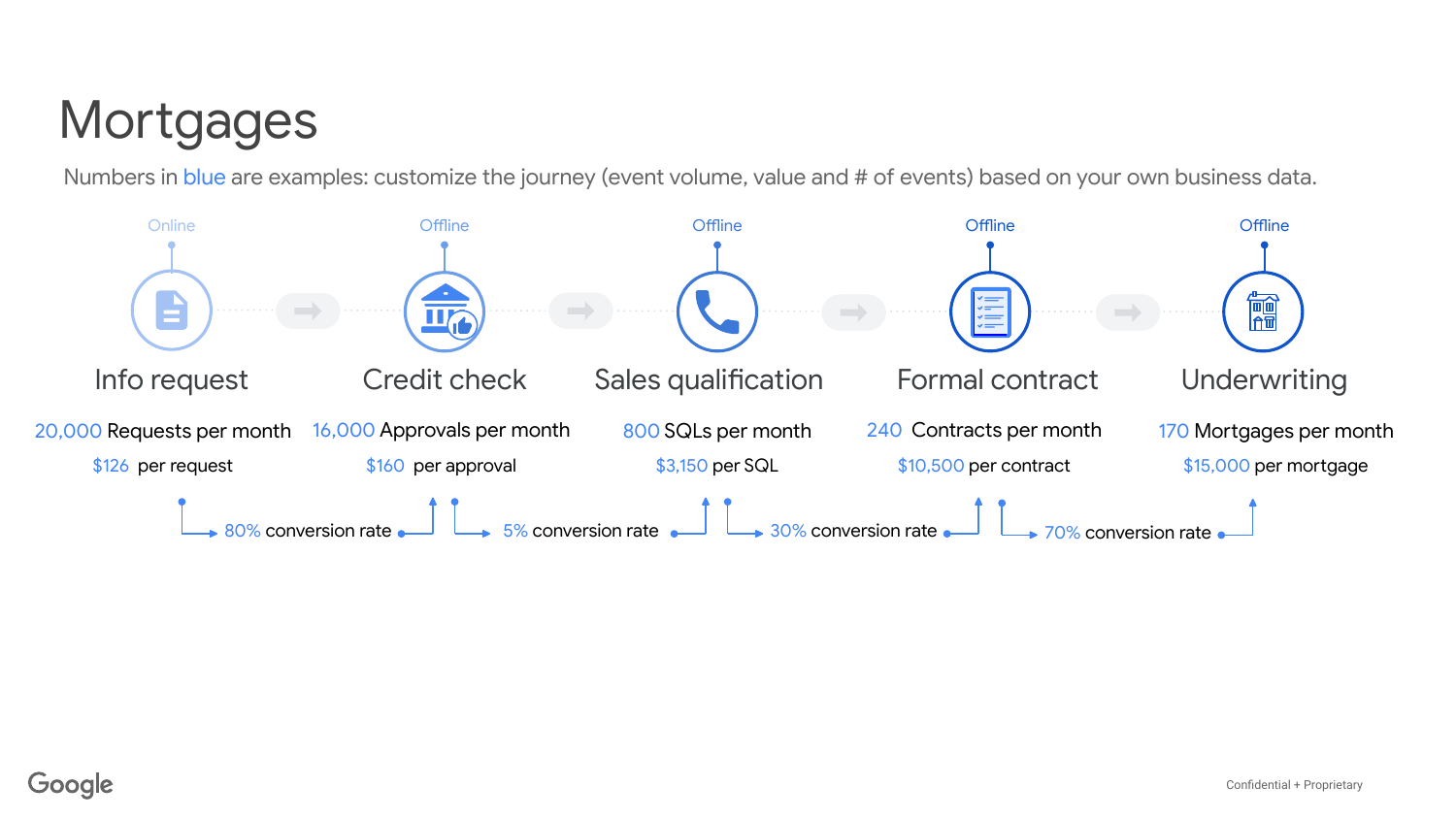# Mortgages

Numbers in blue are examples: customize the journey (event volume, value and # of events) based on your own business data.

| | Info request | Credit check | Sales qualification | Formal contract | Underwriting |
|---|---|---|---|---|---|
| Channel | Online | Offline | Offline | Offline | Offline |
| Volume | 20,000 Requests per month | 16,000 Approvals per month | 800 SQLs per month | 240 Contracts per month | 170 Mortgages per month |
| Value | $126 per request | $160 per approval | $3,150 per SQL | $10,500 per contract | $15,000 per mortgage |

- Info request → Credit check: 80% conversion rate
- Credit check → Sales qualification: 5% conversion rate
- Sales qualification → Formal contract: 30% conversion rate
- Formal contract → Underwriting: 70% conversion rate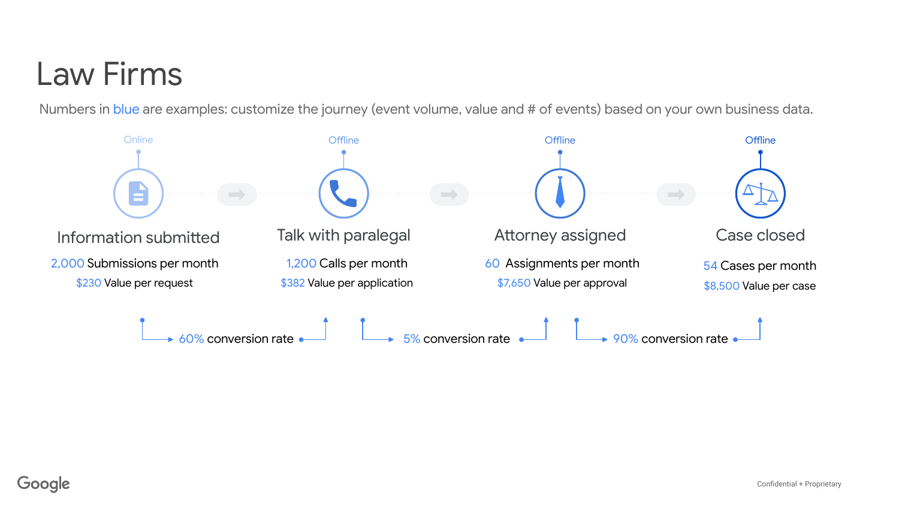# Law Firms

Numbers in blue are examples: customize the journey (event volume, value and # of events) based on your own business data.

| | Online | Offline | Offline | Offline |
|---|---|---|---|---|
| Stage | Information submitted | Talk with paralegal | Attorney assigned | Case closed |
| Volume | 2,000 Submissions per month | 1,200 Calls per month | 60 Assignments per month | 54 Cases per month |
| Value | $230 Value per request | $382 Value per application | $7,650 Value per approval | $8,500 Value per case |

- Information submitted → Talk with paralegal: 60% conversion rate
- Talk with paralegal → Attorney assigned: 5% conversion rate
- Attorney assigned → Case closed: 90% conversion rate

Google

Confidential + Proprietary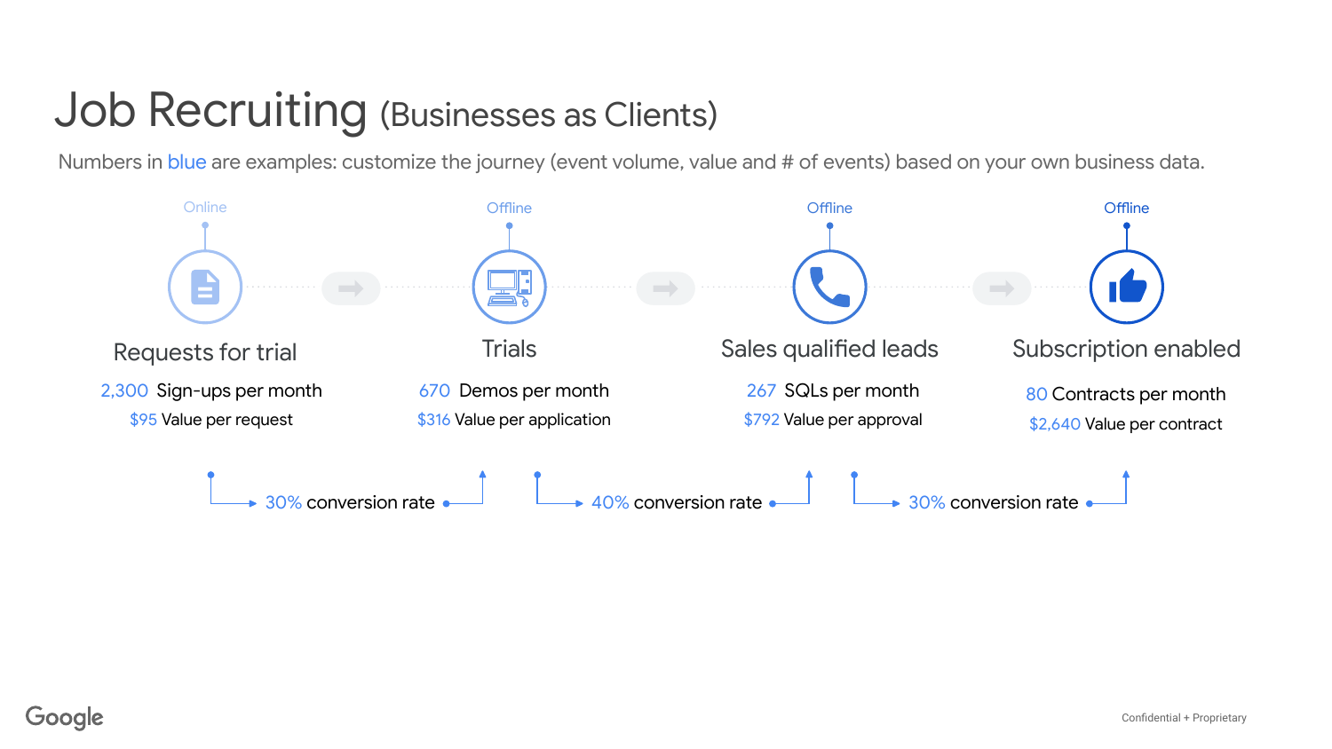# Job Recruiting (Businesses as Clients)

Numbers in blue are examples: customize the journey (event volume, value and # of events) based on your own business data.

| Online | Offline | Offline | Offline |
|---|---|---|---|
| **Requests for trial** | **Trials** | **Sales qualified leads** | **Subscription enabled** |
| 2,300 Sign-ups per month | 670 Demos per month | 267 SQLs per month | 80 Contracts per month |
| $95 Value per request | $316 Value per application | $792 Value per approval | $2,640 Value per contract |

- Requests for trial → Trials: 30% conversion rate
- Trials → Sales qualified leads: 40% conversion rate
- Sales qualified leads → Subscription enabled: 30% conversion rate

Google

Confidential + Proprietary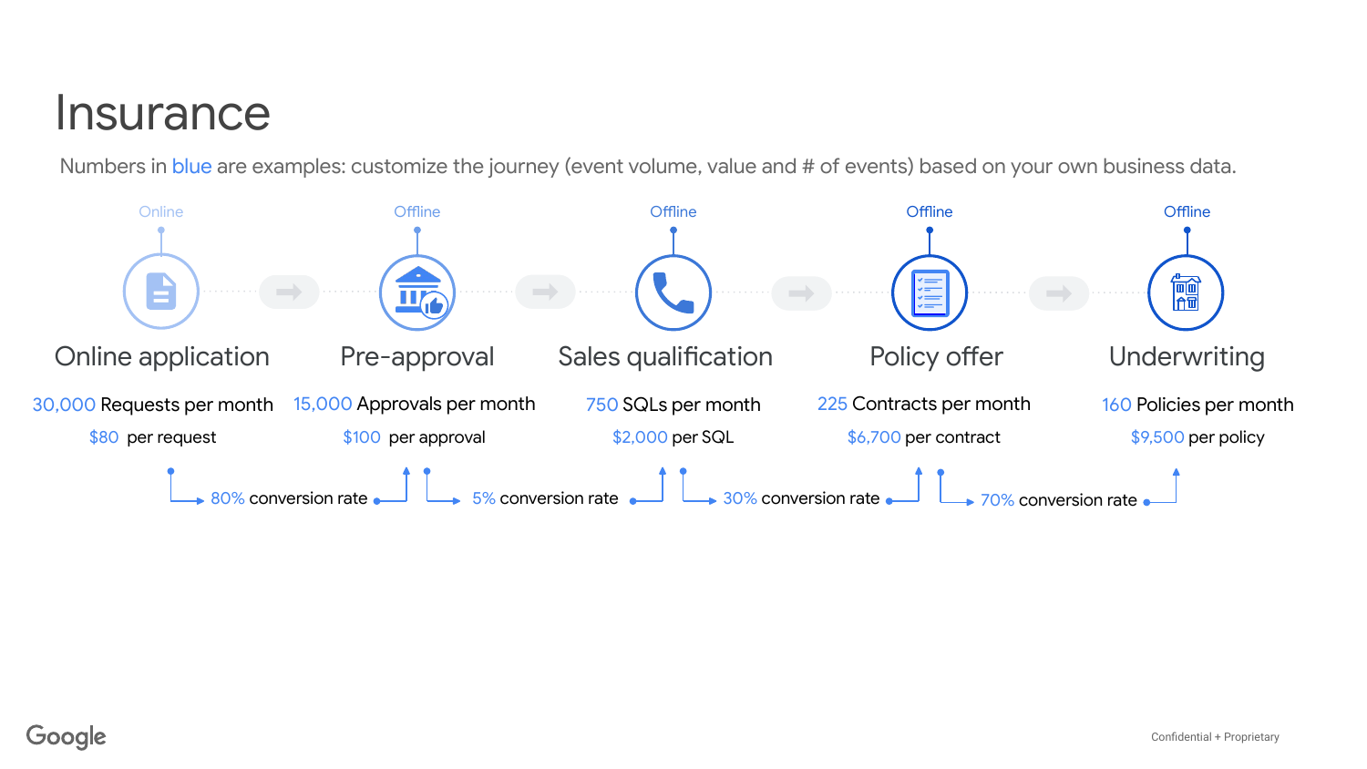# Insurance

Numbers in blue are examples: customize the journey (event volume, value and # of events) based on your own business data.

| | Online application | Pre-approval | Sales qualification | Policy offer | Underwriting |
|---|---|---|---|---|---|
| Type | Online | Offline | Offline | Offline | Offline |
| Volume | 30,000 Requests per month | 15,000 Approvals per month | 750 SQLs per month | 225 Contracts per month | 160 Policies per month |
| Value | $80 per request | $100 per approval | $2,000 per SQL | $6,700 per contract | $9,500 per policy |

Conversion rates:

- Online application → Pre-approval: 80% conversion rate
- Pre-approval → Sales qualification: 5% conversion rate
- Sales qualification → Policy offer: 30% conversion rate
- Policy offer → Underwriting: 70% conversion rate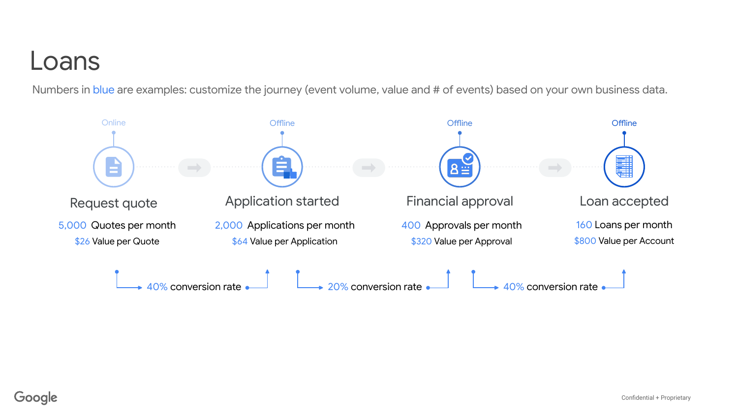# Loans

Numbers in blue are examples: customize the journey (event volume, value and # of events) based on your own business data.

| | Request quote | Application started | Financial approval | Loan accepted |
|---|---|---|---|---|
| Channel | Online | Offline | Offline | Offline |
| Volume | 5,000 Quotes per month | 2,000 Applications per month | 400 Approvals per month | 160 Loans per month |
| Value | $26 Value per Quote | $64 Value per Application | $320 Value per Approval | $800 Value per Account |

- Request quote → Application started: 40% conversion rate
- Application started → Financial approval: 20% conversion rate
- Financial approval → Loan accepted: 40% conversion rate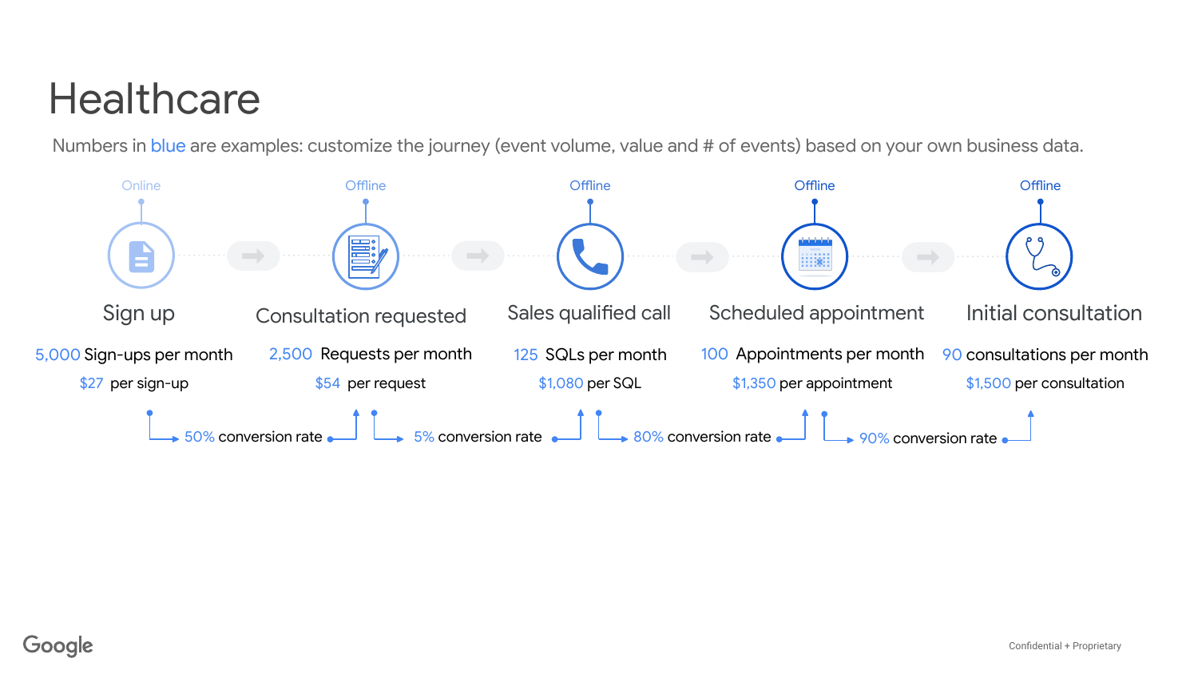# Healthcare

Numbers in blue are examples: customize the journey (event volume, value and # of events) based on your own business data.

| | Sign up | Consultation requested | Sales qualified call | Scheduled appointment | Initial consultation |
|---|---|---|---|---|---|
| Type | Online | Offline | Offline | Offline | Offline |
| Volume | 5,000 Sign-ups per month | 2,500 Requests per month | 125 SQLs per month | 100 Appointments per month | 90 consultations per month |
| Value | $27 per sign-up | $54 per request | $1,080 per SQL | $1,350 per appointment | $1,500 per consultation |

Conversion rates:

- Sign up → Consultation requested: 50% conversion rate
- Consultation requested → Sales qualified call: 5% conversion rate
- Sales qualified call → Scheduled appointment: 80% conversion rate
- Scheduled appointment → Initial consultation: 90% conversion rate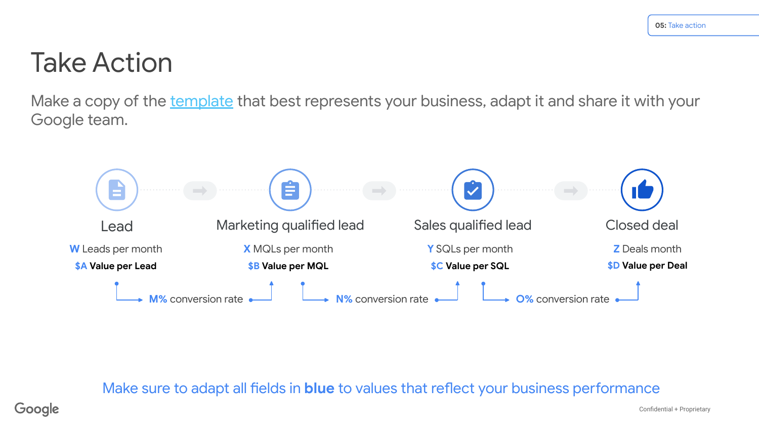# Take Action

Make a copy of the template that best represents your business, adapt it and share it with your Google team.

**Lead**

W Leads per month

**$A Value per Lead**

**Marketing qualified lead**

X MQLs per month

**$B Value per MQL**

**Sales qualified lead**

Y SQLs per month

**$C Value per SQL**

**Closed deal**

Z Deals month

**$D Value per Deal**

M% conversion rate

N% conversion rate

O% conversion rate

Make sure to adapt all fields in **blue** to values that reflect your business performance

Confidential + Proprietary